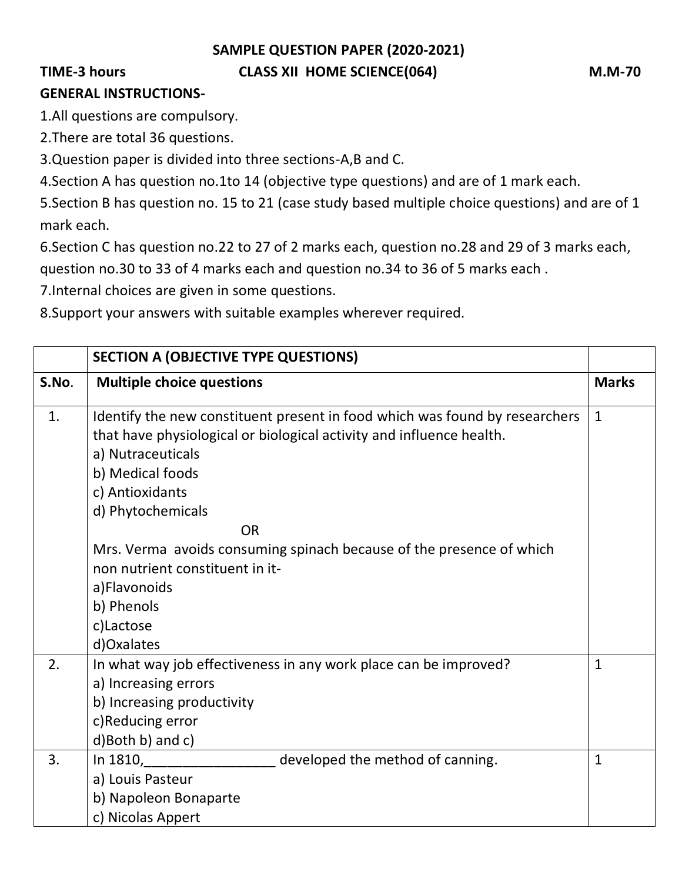# SAMPLE QUESTION PAPER (2020-2021)

**TIME-3 hours** **CLASS XII HOME SCIENCE(064)** **M.M-70**

**GENERAL INSTRUCTIONS-**

1. All questions are compulsory.
2. There are total 36 questions.
3. Question paper is divided into three sections-A,B and C.
4. Section A has question no.1to 14 (objective type questions) and are of 1 mark each.
5. Section B has question no. 15 to 21 (case study based multiple choice questions) and are of 1 mark each.
6. Section C has question no.22 to 27 of 2 marks each, question no.28 and 29 of 3 marks each, question no.30 to 33 of 4 marks each and question no.34 to 36 of 5 marks each .
7. Internal choices are given in some questions.
8. Support your answers with suitable examples wherever required.

| | **SECTION A (OBJECTIVE TYPE QUESTIONS)** | |
|---|---|---|
| **S.No.** | **Multiple choice questions** | **Marks** |
| 1. | Identify the new constituent present in food which was found by researchers that have physiological or biological activity and influence health.<br>a) Nutraceuticals<br>b) Medical foods<br>c) Antioxidants<br>d) Phytochemicals<br>OR<br>Mrs. Verma avoids consuming spinach because of the presence of which non nutrient constituent in it-<br>a)Flavonoids<br>b) Phenols<br>c)Lactose<br>d)Oxalates | 1 |
| 2. | In what way job effectiveness in any work place can be improved?<br>a) Increasing errors<br>b) Increasing productivity<br>c)Reducing error<br>d)Both b) and c) | 1 |
| 3. | In 1810,_________________ developed the method of canning.<br>a) Louis Pasteur<br>b) Napoleon Bonaparte<br>c) Nicolas Appert | 1 |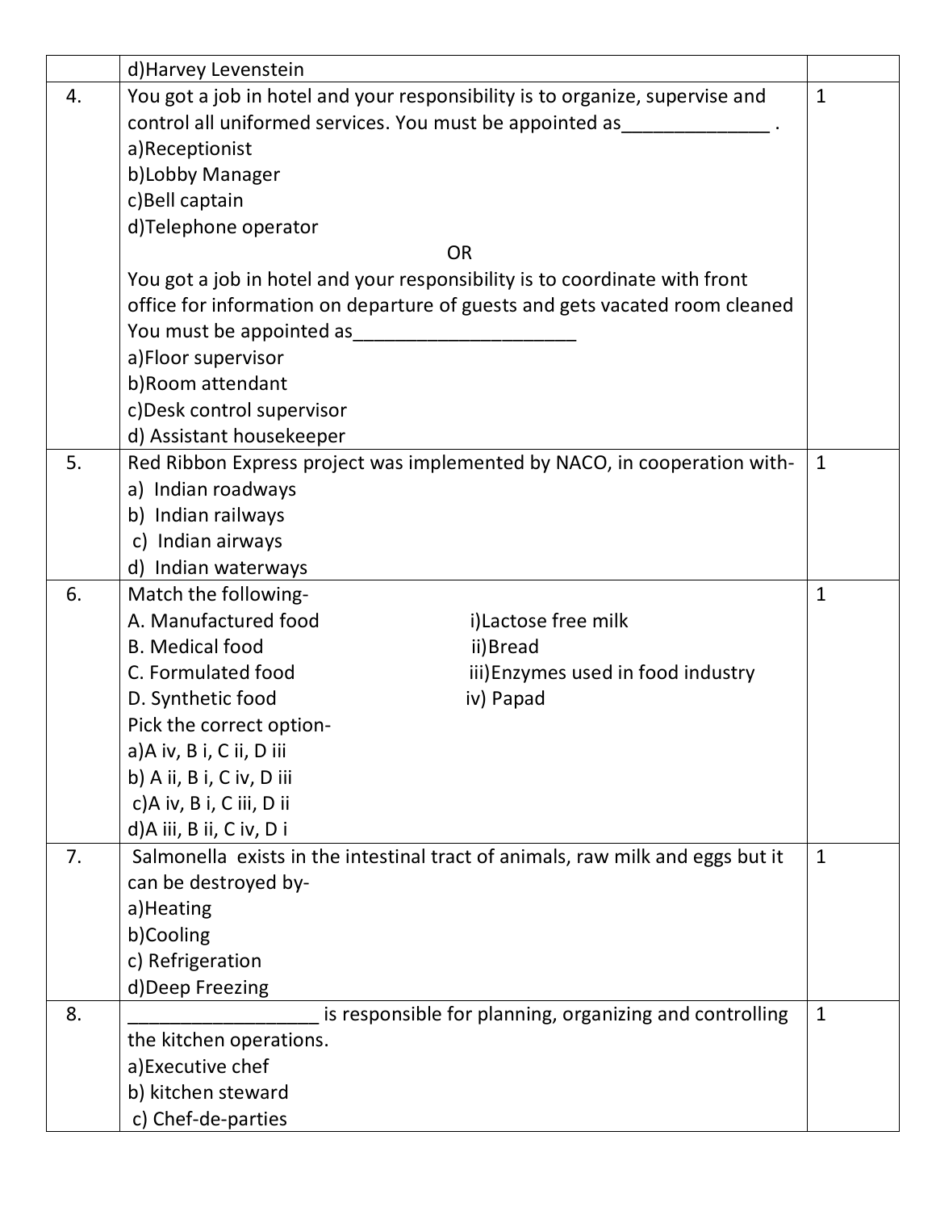| | | |
|---|---|---|
| | d)Harvey Levenstein | |
| 4. | You got a job in hotel and your responsibility is to organize, supervise and control all uniformed services. You must be appointed as______________ .<br>a)Receptionist<br>b)Lobby Manager<br>c)Bell captain<br>d)Telephone operator<br>OR<br>You got a job in hotel and your responsibility is to coordinate with front office for information on departure of guests and gets vacated room cleaned You must be appointed as_____________________<br>a)Floor supervisor<br>b)Room attendant<br>c)Desk control supervisor<br>d) Assistant housekeeper | 1 |
| 5. | Red Ribbon Express project was implemented by NACO, in cooperation with-<br>a) Indian roadways<br>b) Indian railways<br>c) Indian airways<br>d) Indian waterways | 1 |
| 6. | Match the following-<br>A. Manufactured food — i)Lactose free milk<br>B. Medical food — ii)Bread<br>C. Formulated food — iii)Enzymes used in food industry<br>D. Synthetic food — iv) Papad<br>Pick the correct option-<br>a)A iv, B i, C ii, D iii<br>b) A ii, B i, C iv, D iii<br>c)A iv, B i, C iii, D ii<br>d)A iii, B ii, C iv, D i | 1 |
| 7. | Salmonella exists in the intestinal tract of animals, raw milk and eggs but it can be destroyed by-<br>a)Heating<br>b)Cooling<br>c) Refrigeration<br>d)Deep Freezing | 1 |
| 8. | __________________ is responsible for planning, organizing and controlling the kitchen operations.<br>a)Executive chef<br>b) kitchen steward<br>c) Chef-de-parties | 1 |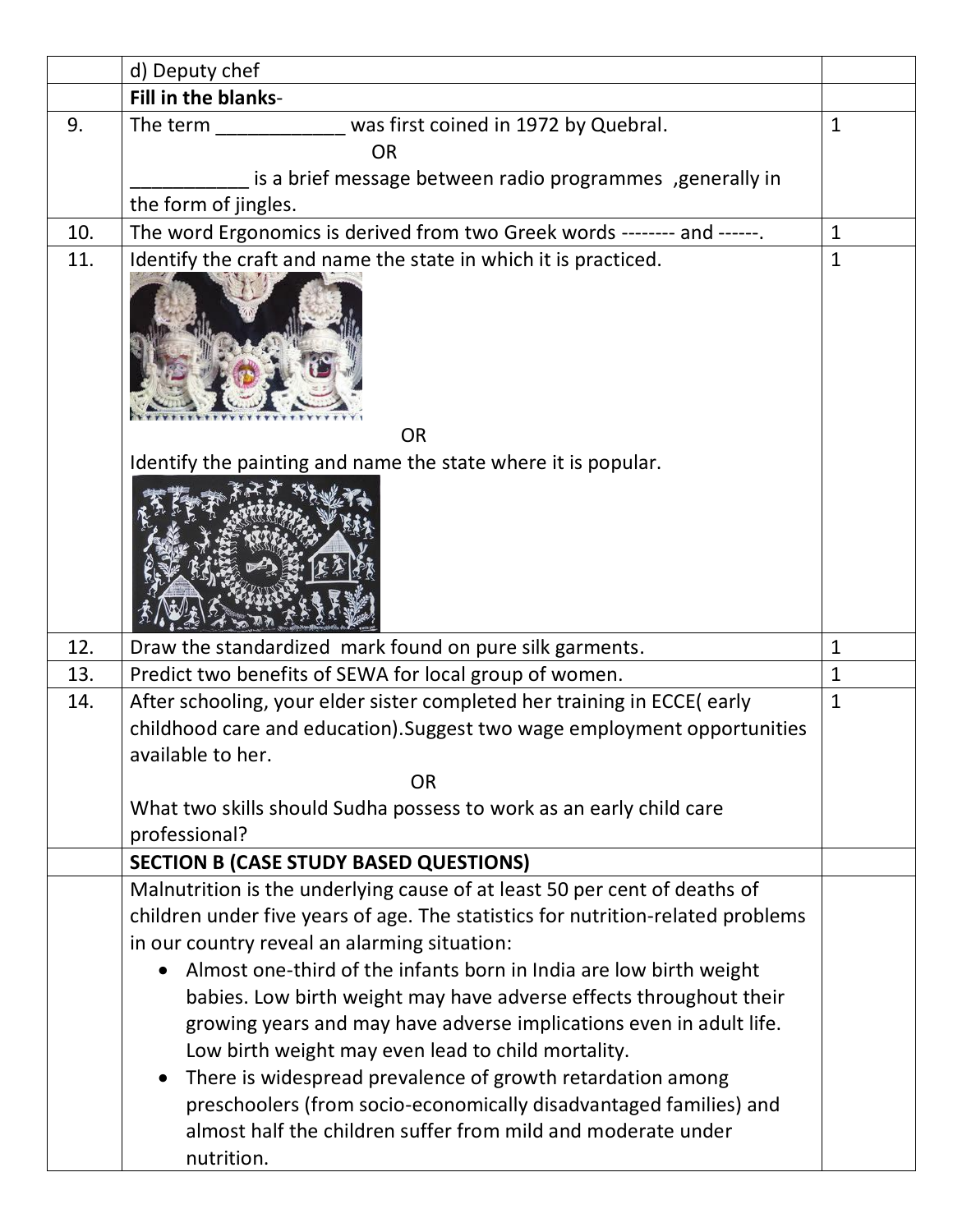| | | |
|---|---|---|
| | d) Deputy chef | |
| | **Fill in the blanks**- | |
| 9. | The term ____________ was first coined in 1972 by Quebral.<br>OR<br>___________ is a brief message between radio programmes ,generally in the form of jingles. | 1 |
| 10. | The word Ergonomics is derived from two Greek words -------- and ------. | 1 |
| 11. | Identify the craft and name the state in which it is practiced.<br>OR<br>Identify the painting and name the state where it is popular. | 1 |
| 12. | Draw the standardized mark found on pure silk garments. | 1 |
| 13. | Predict two benefits of SEWA for local group of women. | 1 |
| 14. | After schooling, your elder sister completed her training in ECCE( early childhood care and education).Suggest two wage employment opportunities available to her.<br>OR<br>What two skills should Sudha possess to work as an early child care professional? | 1 |
| | **SECTION B (CASE STUDY BASED QUESTIONS)** | |
| | Malnutrition is the underlying cause of at least 50 per cent of deaths of children under five years of age. The statistics for nutrition-related problems in our country reveal an alarming situation:<br>• Almost one-third of the infants born in India are low birth weight babies. Low birth weight may have adverse effects throughout their growing years and may have adverse implications even in adult life. Low birth weight may even lead to child mortality.<br>• There is widespread prevalence of growth retardation among preschoolers (from socio-economically disadvantaged families) and almost half the children suffer from mild and moderate under nutrition. | |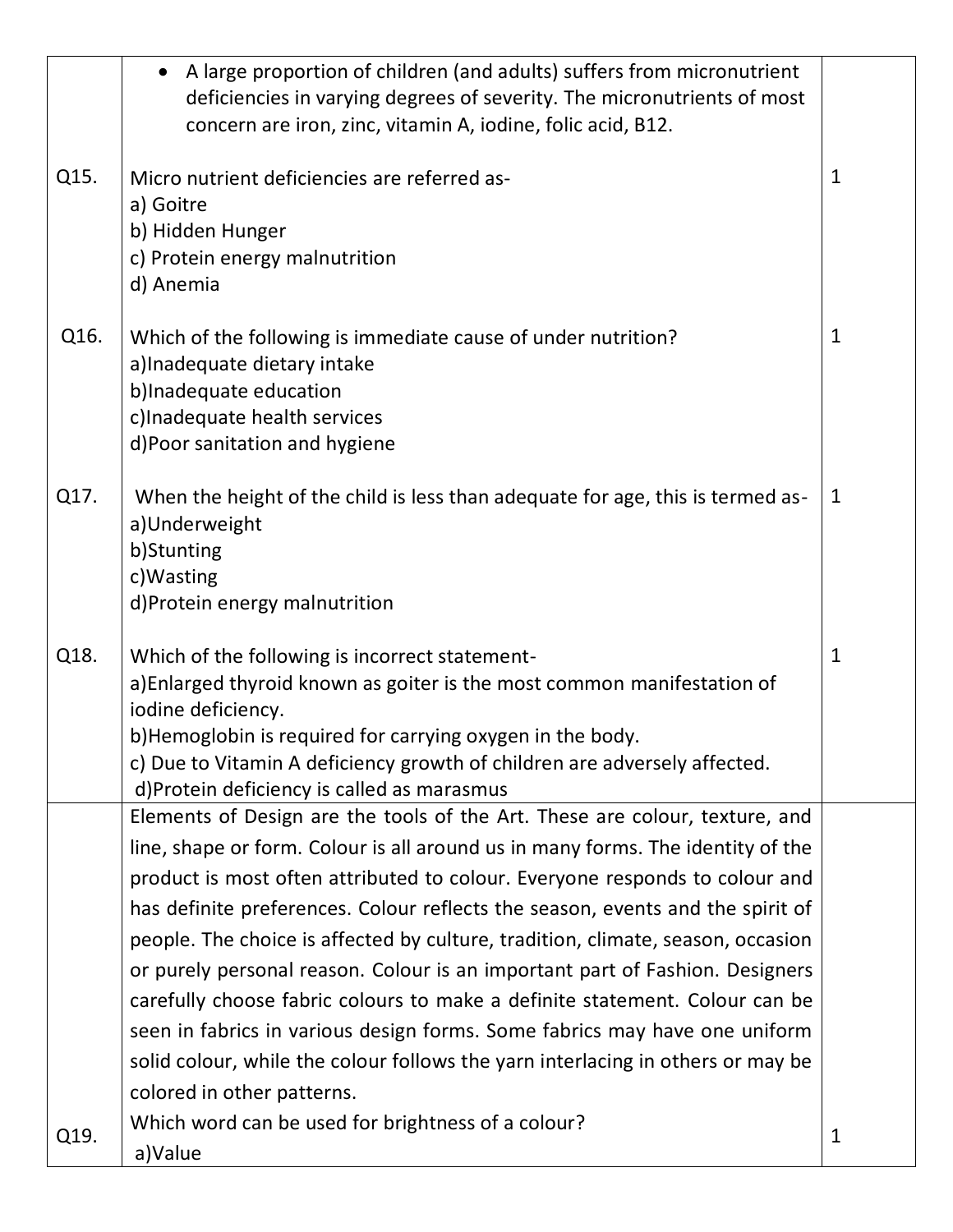- A large proportion of children (and adults) suffers from micronutrient deficiencies in varying degrees of severity. The micronutrients of most concern are iron, zinc, vitamin A, iodine, folic acid, B12.

**Q15.** Micro nutrient deficiencies are referred as- **(1)**

a) Goitre
b) Hidden Hunger
c) Protein energy malnutrition
d) Anemia

**Q16.** Which of the following is immediate cause of under nutrition? **(1)**

a)Inadequate dietary intake
b)Inadequate education
c)Inadequate health services
d)Poor sanitation and hygiene

**Q17.** When the height of the child is less than adequate for age, this is termed as- **(1)**

a)Underweight
b)Stunting
c)Wasting
d)Protein energy malnutrition

**Q18.** Which of the following is incorrect statement- **(1)**

a)Enlarged thyroid known as goiter is the most common manifestation of iodine deficiency.
b)Hemoglobin is required for carrying oxygen in the body.
c) Due to Vitamin A deficiency growth of children are adversely affected.
d)Protein deficiency is called as marasmus

Elements of Design are the tools of the Art. These are colour, texture, and line, shape or form. Colour is all around us in many forms. The identity of the product is most often attributed to colour. Everyone responds to colour and has definite preferences. Colour reflects the season, events and the spirit of people. The choice is affected by culture, tradition, climate, season, occasion or purely personal reason. Colour is an important part of Fashion. Designers carefully choose fabric colours to make a definite statement. Colour can be seen in fabrics in various design forms. Some fabrics may have one uniform solid colour, while the colour follows the yarn interlacing in others or may be colored in other patterns.

**Q19.** Which word can be used for brightness of a colour? **(1)**

a)Value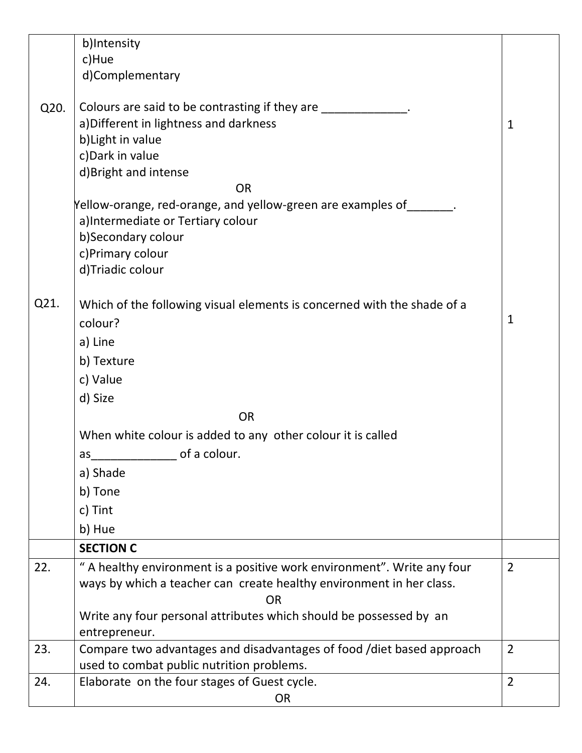| | | |
|---|---|---|
| | b)Intensity<br>c)Hue<br>d)Complementary | |
| Q20. | Colours are said to be contrasting if they are _____________.<br>a)Different in lightness and darkness<br>b)Light in value<br>c)Dark in value<br>d)Bright and intense<br>OR<br>Yellow-orange, red-orange, and yellow-green are examples of_______.<br>a)Intermediate or Tertiary colour<br>b)Secondary colour<br>c)Primary colour<br>d)Triadic colour | 1 |
| Q21. | Which of the following visual elements is concerned with the shade of a colour?<br>a) Line<br>b) Texture<br>c) Value<br>d) Size<br>OR<br>When white colour is added to any other colour it is called as_____________ of a colour.<br>a) Shade<br>b) Tone<br>c) Tint<br>b) Hue | 1 |
| | **SECTION C** | |
| 22. | " A healthy environment is a positive work environment". Write any four ways by which a teacher can create healthy environment in her class.<br>OR<br>Write any four personal attributes which should be possessed by an entrepreneur. | 2 |
| 23. | Compare two advantages and disadvantages of food /diet based approach used to combat public nutrition problems. | 2 |
| 24. | Elaborate on the four stages of Guest cycle.<br>OR | 2 |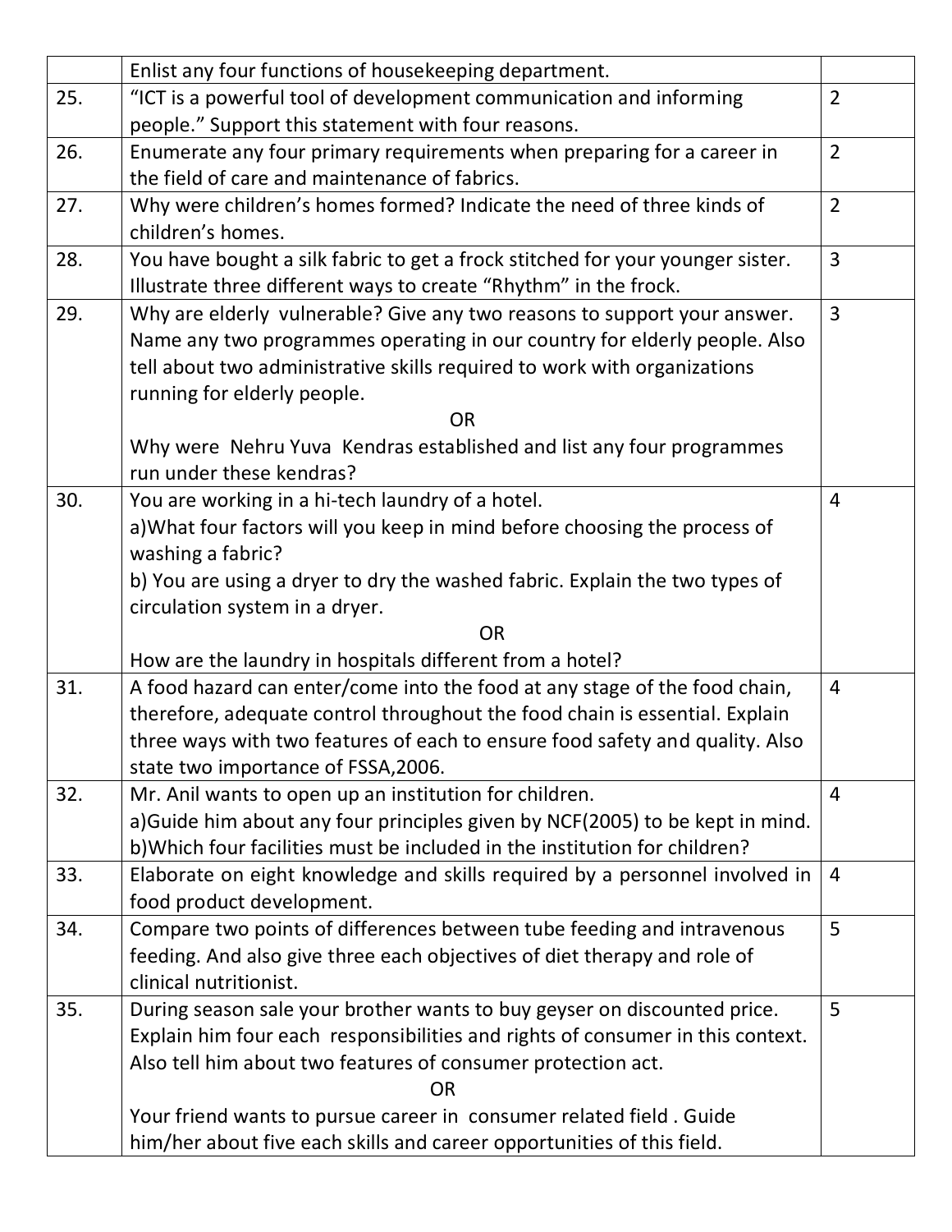| | | |
|---|---|---|
| | Enlist any four functions of housekeeping department. | |
| 25. | "ICT is a powerful tool of development communication and informing people." Support this statement with four reasons. | 2 |
| 26. | Enumerate any four primary requirements when preparing for a career in the field of care and maintenance of fabrics. | 2 |
| 27. | Why were children's homes formed? Indicate the need of three kinds of children's homes. | 2 |
| 28. | You have bought a silk fabric to get a frock stitched for your younger sister. Illustrate three different ways to create "Rhythm" in the frock. | 3 |
| 29. | Why are elderly vulnerable? Give any two reasons to support your answer. Name any two programmes operating in our country for elderly people. Also tell about two administrative skills required to work with organizations running for elderly people.<br>OR<br>Why were Nehru Yuva Kendras established and list any four programmes run under these kendras? | 3 |
| 30. | You are working in a hi-tech laundry of a hotel.<br>a)What four factors will you keep in mind before choosing the process of washing a fabric?<br>b) You are using a dryer to dry the washed fabric. Explain the two types of circulation system in a dryer.<br>OR<br>How are the laundry in hospitals different from a hotel? | 4 |
| 31. | A food hazard can enter/come into the food at any stage of the food chain, therefore, adequate control throughout the food chain is essential. Explain three ways with two features of each to ensure food safety and quality. Also state two importance of FSSA,2006. | 4 |
| 32. | Mr. Anil wants to open up an institution for children.<br>a)Guide him about any four principles given by NCF(2005) to be kept in mind.<br>b)Which four facilities must be included in the institution for children? | 4 |
| 33. | Elaborate on eight knowledge and skills required by a personnel involved in food product development. | 4 |
| 34. | Compare two points of differences between tube feeding and intravenous feeding. And also give three each objectives of diet therapy and role of clinical nutritionist. | 5 |
| 35. | During season sale your brother wants to buy geyser on discounted price. Explain him four each responsibilities and rights of consumer in this context. Also tell him about two features of consumer protection act.<br>OR<br>Your friend wants to pursue career in consumer related field . Guide him/her about five each skills and career opportunities of this field. | 5 |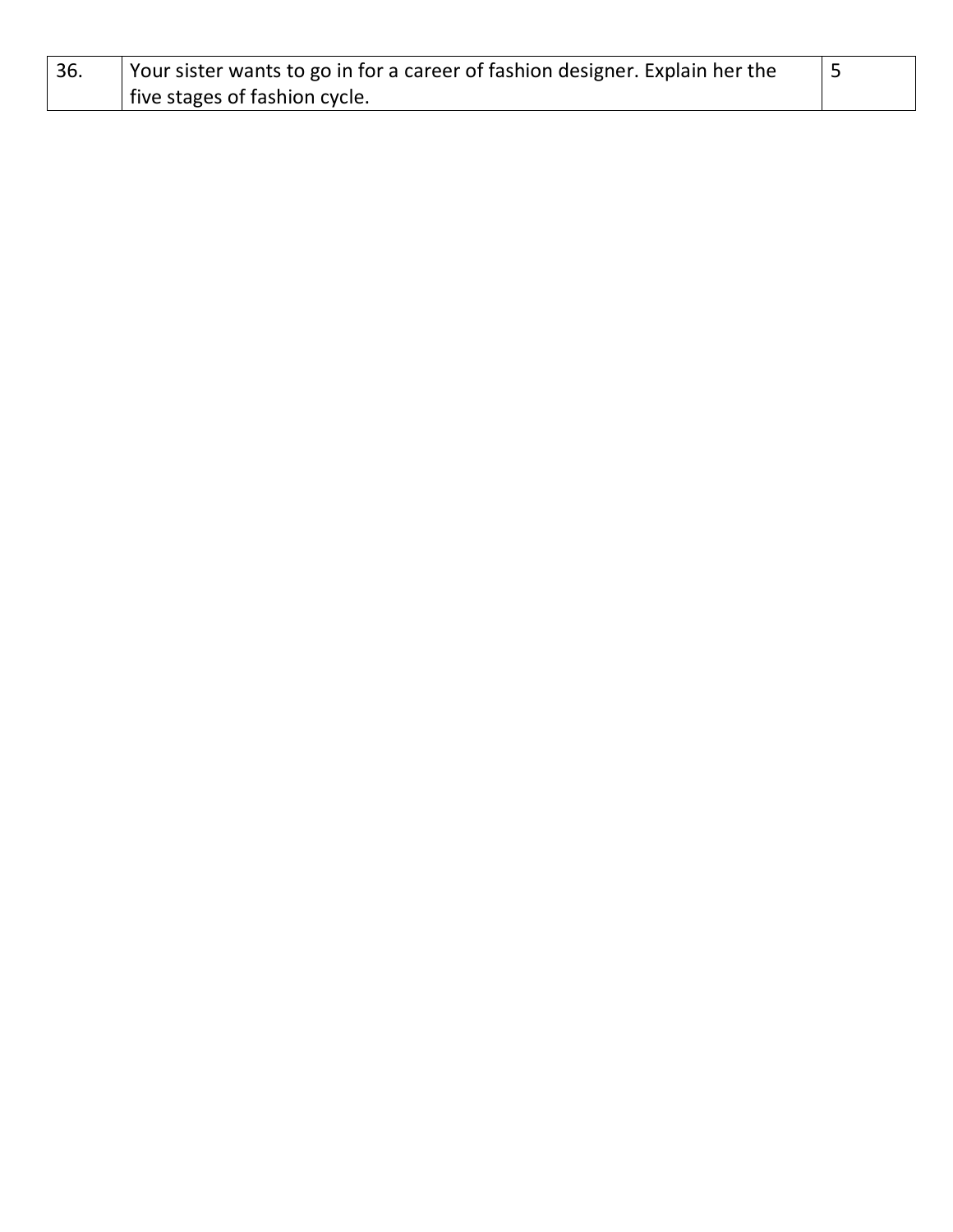| | | |
|---|---|---|
| 36. | Your sister wants to go in for a career of fashion designer. Explain her the five stages of fashion cycle. | 5 |